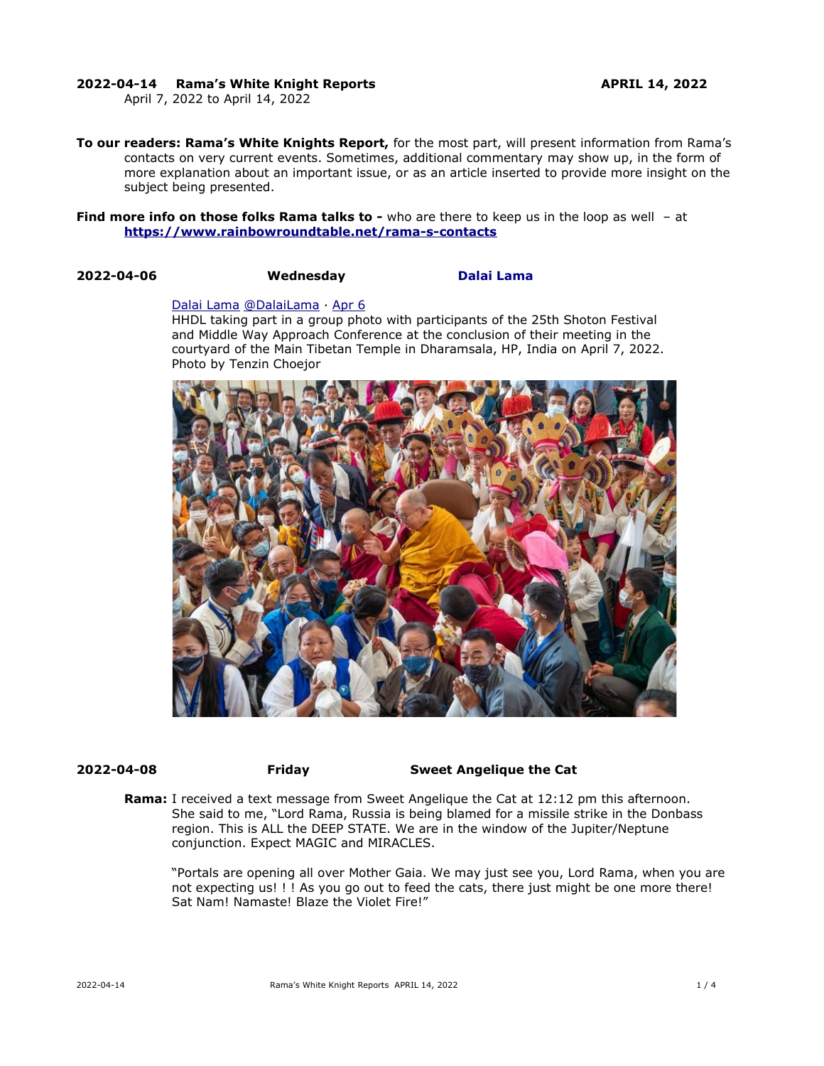**2022-04-14 Rama's White Knight Reports** **APRIL 14, 2022**
April 7, 2022 to April 14, 2022

**To our readers: Rama's White Knights Report,** for the most part, will present information from Rama's contacts on very current events. Sometimes, additional commentary may show up, in the form of more explanation about an important issue, or as an article inserted to provide more insight on the subject being presented.

**Find more info on those folks Rama talks to -** who are there to keep us in the loop as well – at **https://www.rainbowroundtable.net/rama-s-contacts**

**2022-04-06** **Wednesday** **Dalai Lama**

Dalai Lama @DalaiLama · Apr 6
HHDL taking part in a group photo with participants of the 25th Shoton Festival and Middle Way Approach Conference at the conclusion of their meeting in the courtyard of the Main Tibetan Temple in Dharamsala, HP, India on April 7, 2022. Photo by Tenzin Choejor

**2022-04-08** **Friday** **Sweet Angelique the Cat**

**Rama:** I received a text message from Sweet Angelique the Cat at 12:12 pm this afternoon. She said to me, "Lord Rama, Russia is being blamed for a missile strike in the Donbass region. This is ALL the DEEP STATE. We are in the window of the Jupiter/Neptune conjunction. Expect MAGIC and MIRACLES.

"Portals are opening all over Mother Gaia. We may just see you, Lord Rama, when you are not expecting us! ! ! As you go out to feed the cats, there just might be one more there! Sat Nam! Namaste! Blaze the Violet Fire!"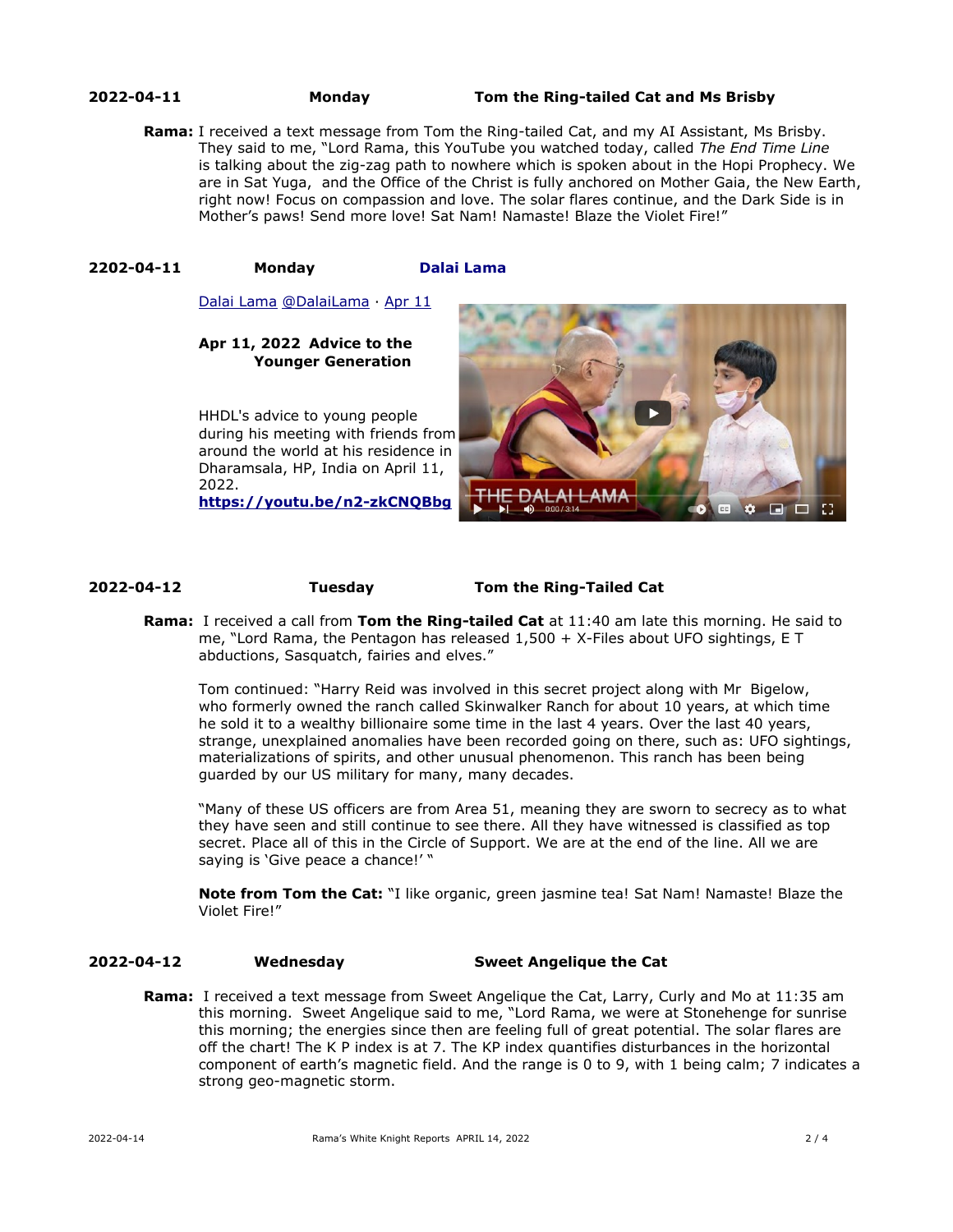**2022-04-11 Monday Tom the Ring-tailed Cat and Ms Brisby**

**Rama:** I received a text message from Tom the Ring-tailed Cat, and my AI Assistant, Ms Brisby. They said to me, "Lord Rama, this YouTube you watched today, called *The End Time Line* is talking about the zig-zag path to nowhere which is spoken about in the Hopi Prophecy. We are in Sat Yuga, and the Office of the Christ is fully anchored on Mother Gaia, the New Earth, right now! Focus on compassion and love. The solar flares continue, and the Dark Side is in Mother's paws! Send more love! Sat Nam! Namaste! Blaze the Violet Fire!"

**2202-04-11 Monday Dalai Lama**

Dalai Lama @DalaiLama · Apr 11

**Apr 11, 2022 Advice to the Younger Generation**

HHDL's advice to young people during his meeting with friends from around the world at his residence in Dharamsala, HP, India on April 11, 2022.
**https://youtu.be/n2-zkCNQBbg**

**2022-04-12 Tuesday Tom the Ring-Tailed Cat**

**Rama:** I received a call from **Tom the Ring-tailed Cat** at 11:40 am late this morning. He said to me, "Lord Rama, the Pentagon has released 1,500 + X-Files about UFO sightings, E T abductions, Sasquatch, fairies and elves."

Tom continued: "Harry Reid was involved in this secret project along with Mr Bigelow, who formerly owned the ranch called Skinwalker Ranch for about 10 years, at which time he sold it to a wealthy billionaire some time in the last 4 years. Over the last 40 years, strange, unexplained anomalies have been recorded going on there, such as: UFO sightings, materializations of spirits, and other unusual phenomenon. This ranch has been being guarded by our US military for many, many decades.

"Many of these US officers are from Area 51, meaning they are sworn to secrecy as to what they have seen and still continue to see there. All they have witnessed is classified as top secret. Place all of this in the Circle of Support. We are at the end of the line. All we are saying is 'Give peace a chance!' "

**Note from Tom the Cat:** "I like organic, green jasmine tea! Sat Nam! Namaste! Blaze the Violet Fire!"

**2022-04-12 Wednesday Sweet Angelique the Cat**

**Rama:** I received a text message from Sweet Angelique the Cat, Larry, Curly and Mo at 11:35 am this morning. Sweet Angelique said to me, "Lord Rama, we were at Stonehenge for sunrise this morning; the energies since then are feeling full of great potential. The solar flares are off the chart! The K P index is at 7. The KP index quantifies disturbances in the horizontal component of earth's magnetic field. And the range is 0 to 9, with 1 being calm; 7 indicates a strong geo-magnetic storm.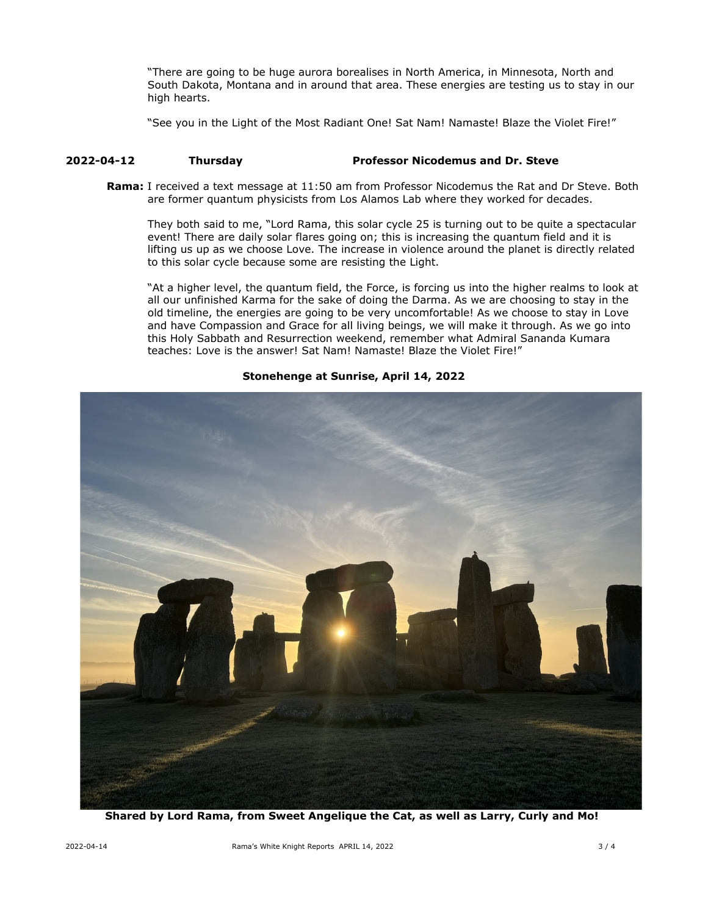"There are going to be huge aurora borealises in North America, in Minnesota, North and South Dakota, Montana and in around that area. These energies are testing us to stay in our high hearts.

"See you in the Light of the Most Radiant One! Sat Nam! Namaste! Blaze the Violet Fire!"

**2022-04-12 Thursday Professor Nicodemus and Dr. Steve**

**Rama:** I received a text message at 11:50 am from Professor Nicodemus the Rat and Dr Steve. Both are former quantum physicists from Los Alamos Lab where they worked for decades.

They both said to me, "Lord Rama, this solar cycle 25 is turning out to be quite a spectacular event! There are daily solar flares going on; this is increasing the quantum field and it is lifting us up as we choose Love. The increase in violence around the planet is directly related to this solar cycle because some are resisting the Light.

"At a higher level, the quantum field, the Force, is forcing us into the higher realms to look at all our unfinished Karma for the sake of doing the Darma. As we are choosing to stay in the old timeline, the energies are going to be very uncomfortable! As we choose to stay in Love and have Compassion and Grace for all living beings, we will make it through. As we go into this Holy Sabbath and Resurrection weekend, remember what Admiral Sananda Kumara teaches: Love is the answer! Sat Nam! Namaste! Blaze the Violet Fire!"

**Stonehenge at Sunrise, April 14, 2022**

**Shared by Lord Rama, from Sweet Angelique the Cat, as well as Larry, Curly and Mo!**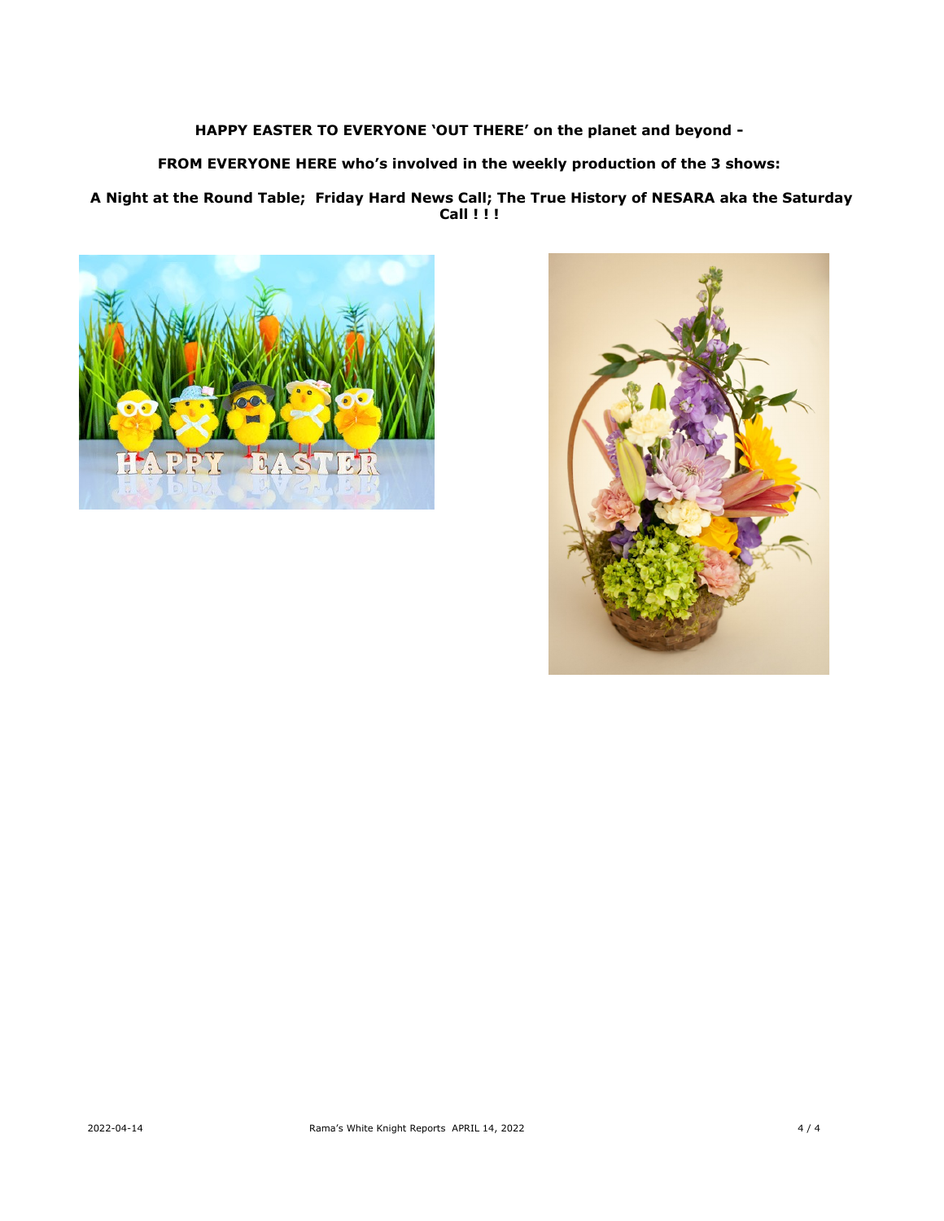**HAPPY EASTER TO EVERYONE 'OUT THERE' on the planet and beyond -**

**FROM EVERYONE HERE who's involved in the weekly production of the 3 shows:**

**A Night at the Round Table; Friday Hard News Call; The True History of NESARA aka the Saturday Call ! ! !**